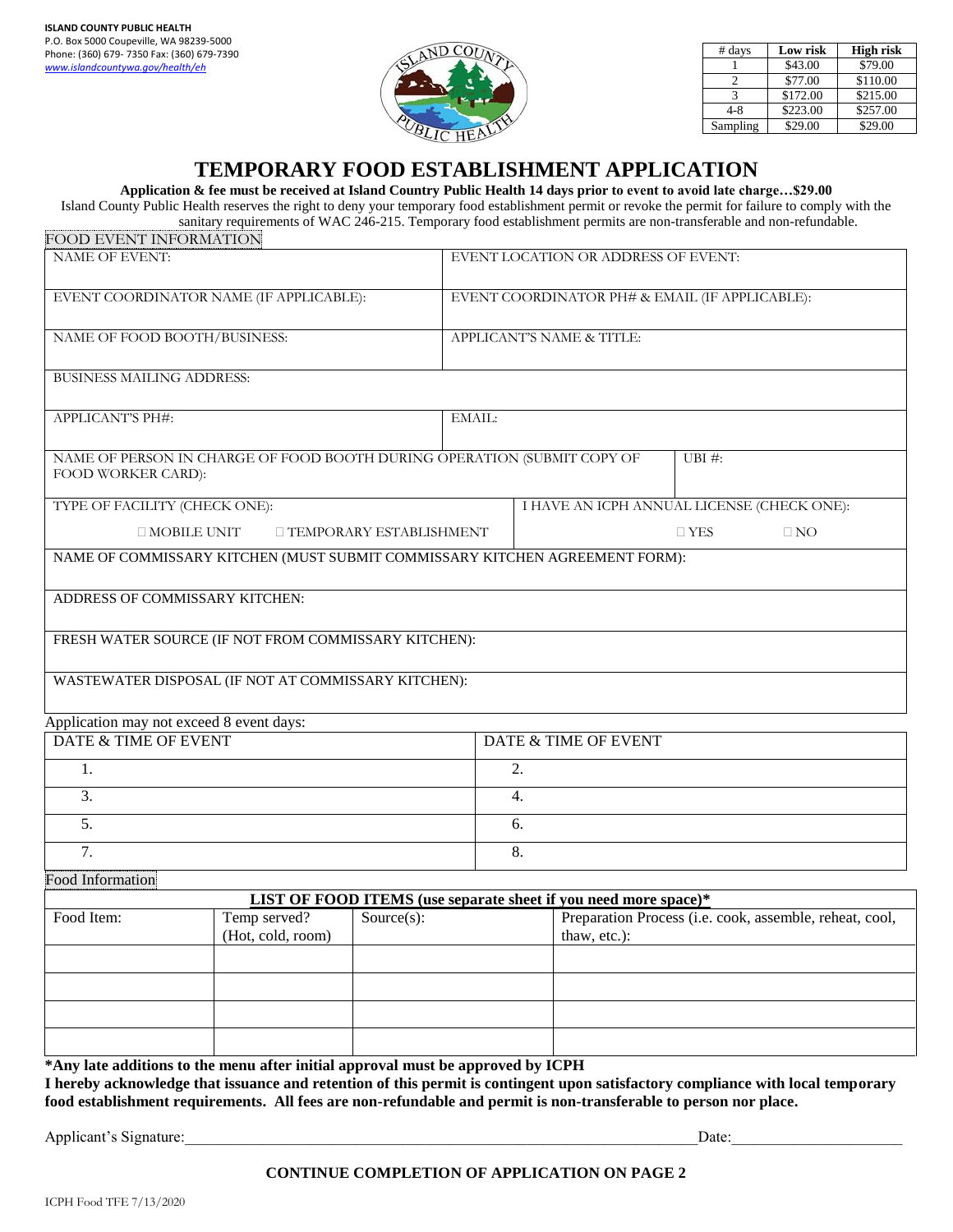**ISLAND COUNTY PUBLIC HEALTH**
P.O. Box 5000 Coupeville, WA 98239-5000
Phone: (360) 679- 7350 Fax: (360) 679-7390
www.islandcountywa.gov/health/eh

| # days | Low risk | High risk |
|---|---|---|
| 1 | $43.00 | $79.00 |
| 2 | $77.00 | $110.00 |
| 3 | $172.00 | $215.00 |
| 4-8 | $223.00 | $257.00 |
| Sampling | $29.00 | $29.00 |

# TEMPORARY FOOD ESTABLISHMENT APPLICATION

**Application & fee must be received at Island Country Public Health 14 days prior to event to avoid late charge…$29.00**

Island County Public Health reserves the right to deny your temporary food establishment permit or revoke the permit for failure to comply with the sanitary requirements of WAC 246-215. Temporary food establishment permits are non-transferable and non-refundable.

FOOD EVENT INFORMATION

| NAME OF EVENT: | EVENT LOCATION OR ADDRESS OF EVENT: |
|---|---|
| EVENT COORDINATOR NAME (IF APPLICABLE): | EVENT COORDINATOR PH# & EMAIL (IF APPLICABLE): |
| NAME OF FOOD BOOTH/BUSINESS: | APPLICANT'S NAME & TITLE: |
| BUSINESS MAILING ADDRESS: | |
| APPLICANT'S PH#: | EMAIL: |
| NAME OF PERSON IN CHARGE OF FOOD BOOTH DURING OPERATION (SUBMIT COPY OF FOOD WORKER CARD): | UBI #: |
| TYPE OF FACILITY (CHECK ONE): ☐ MOBILE UNIT ☐ TEMPORARY ESTABLISHMENT | I HAVE AN ICPH ANNUAL LICENSE (CHECK ONE): ☐ YES ☐ NO |
| NAME OF COMMISSARY KITCHEN (MUST SUBMIT COMMISSARY KITCHEN AGREEMENT FORM): | |
| ADDRESS OF COMMISSARY KITCHEN: | |
| FRESH WATER SOURCE (IF NOT FROM COMMISSARY KITCHEN): | |
| WASTEWATER DISPOSAL (IF NOT AT COMMISSARY KITCHEN): | |

Application may not exceed 8 event days:

| DATE & TIME OF EVENT | DATE & TIME OF EVENT |
|---|---|
| 1. | 2. |
| 3. | 4. |
| 5. | 6. |
| 7. | 8. |

Food Information

**LIST OF FOOD ITEMS (use separate sheet if you need more space)***

| Food Item: | Temp served? (Hot, cold, room) | Source(s): | Preparation Process (i.e. cook, assemble, reheat, cool, thaw, etc.): |
|---|---|---|---|
| | | | |
| | | | |
| | | | |
| | | | |

**\*Any late additions to the menu after initial approval must be approved by ICPH**

**I hereby acknowledge that issuance and retention of this permit is contingent upon satisfactory compliance with local temporary food establishment requirements. All fees are non-refundable and permit is non-transferable to person nor place.**

Applicant's Signature:_______________________________________________________________Date:_____________________

**CONTINUE COMPLETION OF APPLICATION ON PAGE 2**

ICPH Food TFE 7/13/2020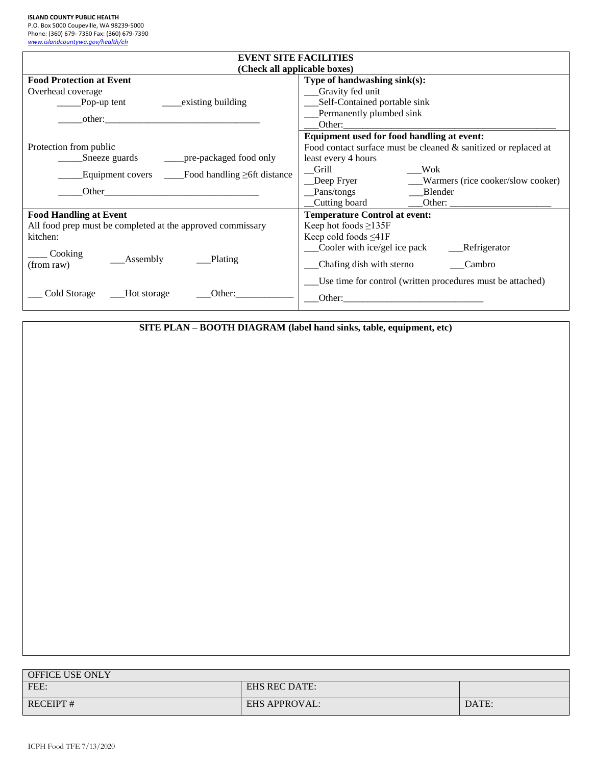**ISLAND COUNTY PUBLIC HEALTH**
P.O. Box 5000 Coupeville, WA 98239-5000
Phone: (360) 679- 7350 Fax: (360) 679-7390
www.islandcountywa.gov/health/eh

## EVENT SITE FACILITIES
**(Check all applicable boxes)**

| | |
|---|---|
| **Food Protection at Event**<br>Overhead coverage<br>_____Pop-up tent ____existing building<br>_____other:________________________________<br><br>Protection from public<br>_____Sneeze guards ____pre-packaged food only<br>_____Equipment covers ____Food handling ≥6ft distance<br>_____Other________________________________ | **Type of handwashing sink(s):**<br>___Gravity fed unit<br>___Self-Contained portable sink<br>___Permanently plumbed sink<br>___Other:____________________________________________<br><br>**Equipment used for food handling at event:**<br>Food contact surface must be cleaned & sanitized or replaced at least every 4 hours<br>__Grill ___Wok<br>__Deep Fryer ___Warmers (rice cooker/slow cooker)<br>__Pans/tongs ___Blender<br>__Cutting board ___Other: ____________________ |
| **Food Handling at Event**<br>All food prep must be completed at the approved commissary kitchen:<br>____ Cooking (from raw) ___Assembly ___Plating<br>___ Cold Storage ___Hot storage ___Other:____________ | **Temperature Control at event:**<br>Keep hot foods ≥135F<br>Keep cold foods ≤41F<br>___Cooler with ice/gel ice pack ___Refrigerator<br>___Chafing dish with sterno ___Cambro<br>___Use time for control (written procedures must be attached)<br>___Other:_____________________________ |

## SITE PLAN – BOOTH DIAGRAM (label hand sinks, table, equipment, etc)

| OFFICE USE ONLY | | |
|---|---|---|
| FEE: | EHS REC DATE: | |
| RECEIPT # | EHS APPROVAL: | DATE: |

ICPH Food TFE 7/13/2020